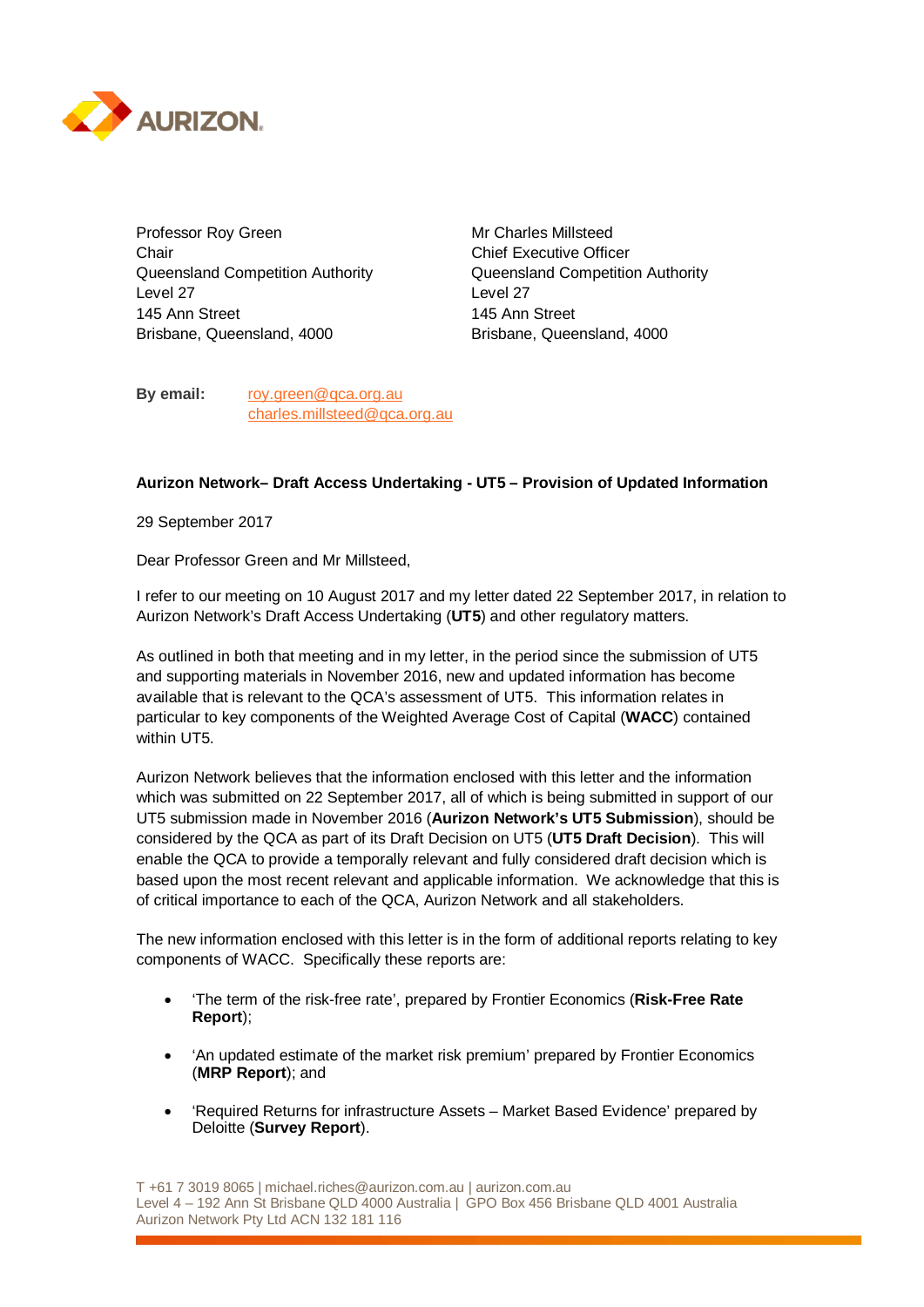Professor Roy Green
Chair
Queensland Competition Authority
Level 27
145 Ann Street
Brisbane, Queensland, 4000

Mr Charles Millsteed
Chief Executive Officer
Queensland Competition Authority
Level 27
145 Ann Street
Brisbane, Queensland, 4000

**By email:** roy.green@qca.org.au
charles.millsteed@qca.org.au

**Aurizon Network– Draft Access Undertaking - UT5 – Provision of Updated Information**

29 September 2017

Dear Professor Green and Mr Millsteed,

I refer to our meeting on 10 August 2017 and my letter dated 22 September 2017, in relation to Aurizon Network's Draft Access Undertaking (**UT5**) and other regulatory matters.

As outlined in both that meeting and in my letter, in the period since the submission of UT5 and supporting materials in November 2016, new and updated information has become available that is relevant to the QCA's assessment of UT5. This information relates in particular to key components of the Weighted Average Cost of Capital (**WACC**) contained within UT5.

Aurizon Network believes that the information enclosed with this letter and the information which was submitted on 22 September 2017, all of which is being submitted in support of our UT5 submission made in November 2016 (**Aurizon Network's UT5 Submission**), should be considered by the QCA as part of its Draft Decision on UT5 (**UT5 Draft Decision**). This will enable the QCA to provide a temporally relevant and fully considered draft decision which is based upon the most recent relevant and applicable information. We acknowledge that this is of critical importance to each of the QCA, Aurizon Network and all stakeholders.

The new information enclosed with this letter is in the form of additional reports relating to key components of WACC. Specifically these reports are:

- 'The term of the risk-free rate', prepared by Frontier Economics (**Risk-Free Rate Report**);
- 'An updated estimate of the market risk premium' prepared by Frontier Economics (**MRP Report**); and
- 'Required Returns for infrastructure Assets – Market Based Evidence' prepared by Deloitte (**Survey Report**).

T +61 7 3019 8065 | michael.riches@aurizon.com.au | aurizon.com.au
Level 4 – 192 Ann St Brisbane QLD 4000 Australia | GPO Box 456 Brisbane QLD 4001 Australia
Aurizon Network Pty Ltd ACN 132 181 116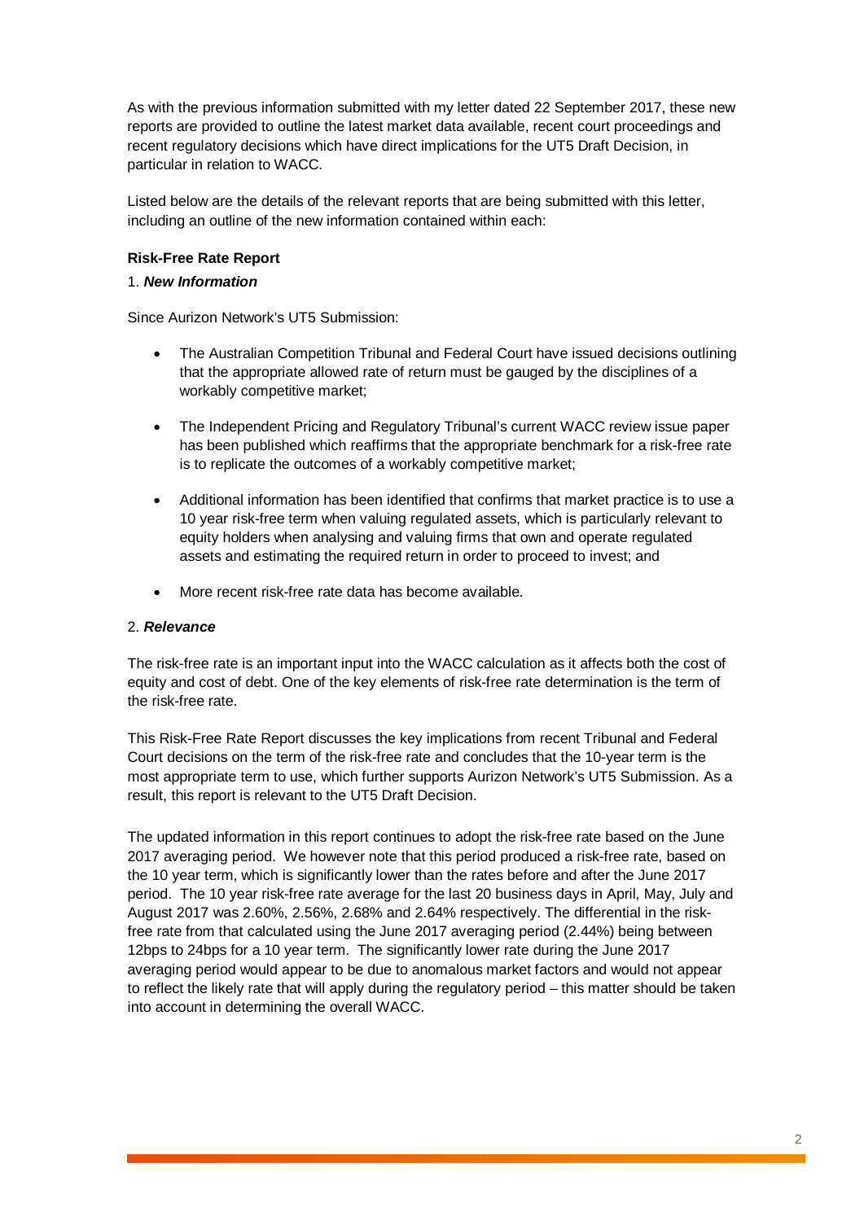As with the previous information submitted with my letter dated 22 September 2017, these new reports are provided to outline the latest market data available, recent court proceedings and recent regulatory decisions which have direct implications for the UT5 Draft Decision, in particular in relation to WACC.

Listed below are the details of the relevant reports that are being submitted with this letter, including an outline of the new information contained within each:

**Risk-Free Rate Report**

1. ***New Information***

Since Aurizon Network's UT5 Submission:

- The Australian Competition Tribunal and Federal Court have issued decisions outlining that the appropriate allowed rate of return must be gauged by the disciplines of a workably competitive market;
- The Independent Pricing and Regulatory Tribunal's current WACC review issue paper has been published which reaffirms that the appropriate benchmark for a risk-free rate is to replicate the outcomes of a workably competitive market;
- Additional information has been identified that confirms that market practice is to use a 10 year risk-free term when valuing regulated assets, which is particularly relevant to equity holders when analysing and valuing firms that own and operate regulated assets and estimating the required return in order to proceed to invest; and
- More recent risk-free rate data has become available.

2. ***Relevance***

The risk-free rate is an important input into the WACC calculation as it affects both the cost of equity and cost of debt. One of the key elements of risk-free rate determination is the term of the risk-free rate.

This Risk-Free Rate Report discusses the key implications from recent Tribunal and Federal Court decisions on the term of the risk-free rate and concludes that the 10-year term is the most appropriate term to use, which further supports Aurizon Network's UT5 Submission. As a result, this report is relevant to the UT5 Draft Decision.

The updated information in this report continues to adopt the risk-free rate based on the June 2017 averaging period. We however note that this period produced a risk-free rate, based on the 10 year term, which is significantly lower than the rates before and after the June 2017 period. The 10 year risk-free rate average for the last 20 business days in April, May, July and August 2017 was 2.60%, 2.56%, 2.68% and 2.64% respectively. The differential in the risk-free rate from that calculated using the June 2017 averaging period (2.44%) being between 12bps to 24bps for a 10 year term. The significantly lower rate during the June 2017 averaging period would appear to be due to anomalous market factors and would not appear to reflect the likely rate that will apply during the regulatory period – this matter should be taken into account in determining the overall WACC.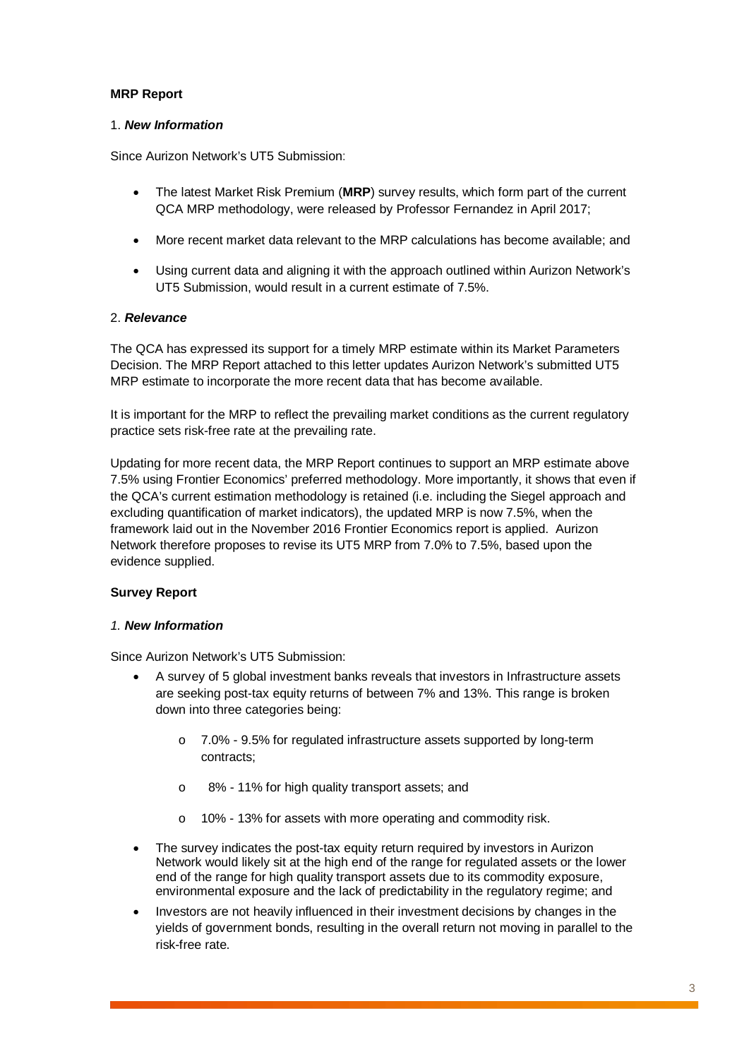**MRP Report**

1. ***New Information***

Since Aurizon Network's UT5 Submission:

- The latest Market Risk Premium (**MRP**) survey results, which form part of the current QCA MRP methodology, were released by Professor Fernandez in April 2017;
- More recent market data relevant to the MRP calculations has become available; and
- Using current data and aligning it with the approach outlined within Aurizon Network's UT5 Submission, would result in a current estimate of 7.5%.

2. ***Relevance***

The QCA has expressed its support for a timely MRP estimate within its Market Parameters Decision. The MRP Report attached to this letter updates Aurizon Network's submitted UT5 MRP estimate to incorporate the more recent data that has become available.

It is important for the MRP to reflect the prevailing market conditions as the current regulatory practice sets risk-free rate at the prevailing rate.

Updating for more recent data, the MRP Report continues to support an MRP estimate above 7.5% using Frontier Economics' preferred methodology. More importantly, it shows that even if the QCA's current estimation methodology is retained (i.e. including the Siegel approach and excluding quantification of market indicators), the updated MRP is now 7.5%, when the framework laid out in the November 2016 Frontier Economics report is applied. Aurizon Network therefore proposes to revise its UT5 MRP from 7.0% to 7.5%, based upon the evidence supplied.

**Survey Report**

*1.* ***New Information***

Since Aurizon Network's UT5 Submission:

- A survey of 5 global investment banks reveals that investors in Infrastructure assets are seeking post-tax equity returns of between 7% and 13%. This range is broken down into three categories being:
  - 7.0% - 9.5% for regulated infrastructure assets supported by long-term contracts;
  - 8% - 11% for high quality transport assets; and
  - 10% - 13% for assets with more operating and commodity risk.
- The survey indicates the post-tax equity return required by investors in Aurizon Network would likely sit at the high end of the range for regulated assets or the lower end of the range for high quality transport assets due to its commodity exposure, environmental exposure and the lack of predictability in the regulatory regime; and
- Investors are not heavily influenced in their investment decisions by changes in the yields of government bonds, resulting in the overall return not moving in parallel to the risk-free rate.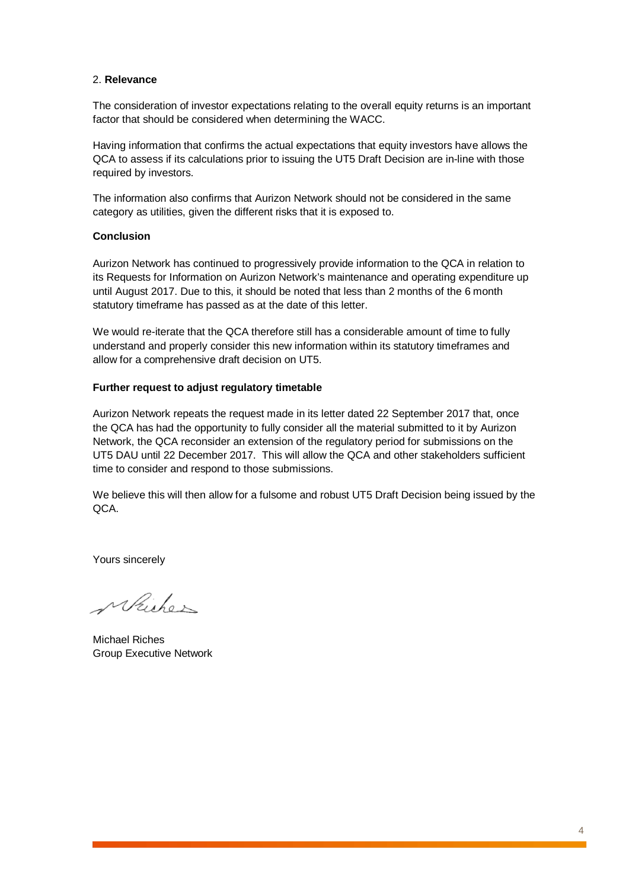2. **Relevance**

The consideration of investor expectations relating to the overall equity returns is an important factor that should be considered when determining the WACC.

Having information that confirms the actual expectations that equity investors have allows the QCA to assess if its calculations prior to issuing the UT5 Draft Decision are in-line with those required by investors.

The information also confirms that Aurizon Network should not be considered in the same category as utilities, given the different risks that it is exposed to.

**Conclusion**

Aurizon Network has continued to progressively provide information to the QCA in relation to its Requests for Information on Aurizon Network's maintenance and operating expenditure up until August 2017. Due to this, it should be noted that less than 2 months of the 6 month statutory timeframe has passed as at the date of this letter.

We would re-iterate that the QCA therefore still has a considerable amount of time to fully understand and properly consider this new information within its statutory timeframes and allow for a comprehensive draft decision on UT5.

**Further request to adjust regulatory timetable**

Aurizon Network repeats the request made in its letter dated 22 September 2017 that, once the QCA has had the opportunity to fully consider all the material submitted to it by Aurizon Network, the QCA reconsider an extension of the regulatory period for submissions on the UT5 DAU until 22 December 2017. This will allow the QCA and other stakeholders sufficient time to consider and respond to those submissions.

We believe this will then allow for a fulsome and robust UT5 Draft Decision being issued by the QCA.

Yours sincerely

Michael Riches
Group Executive Network